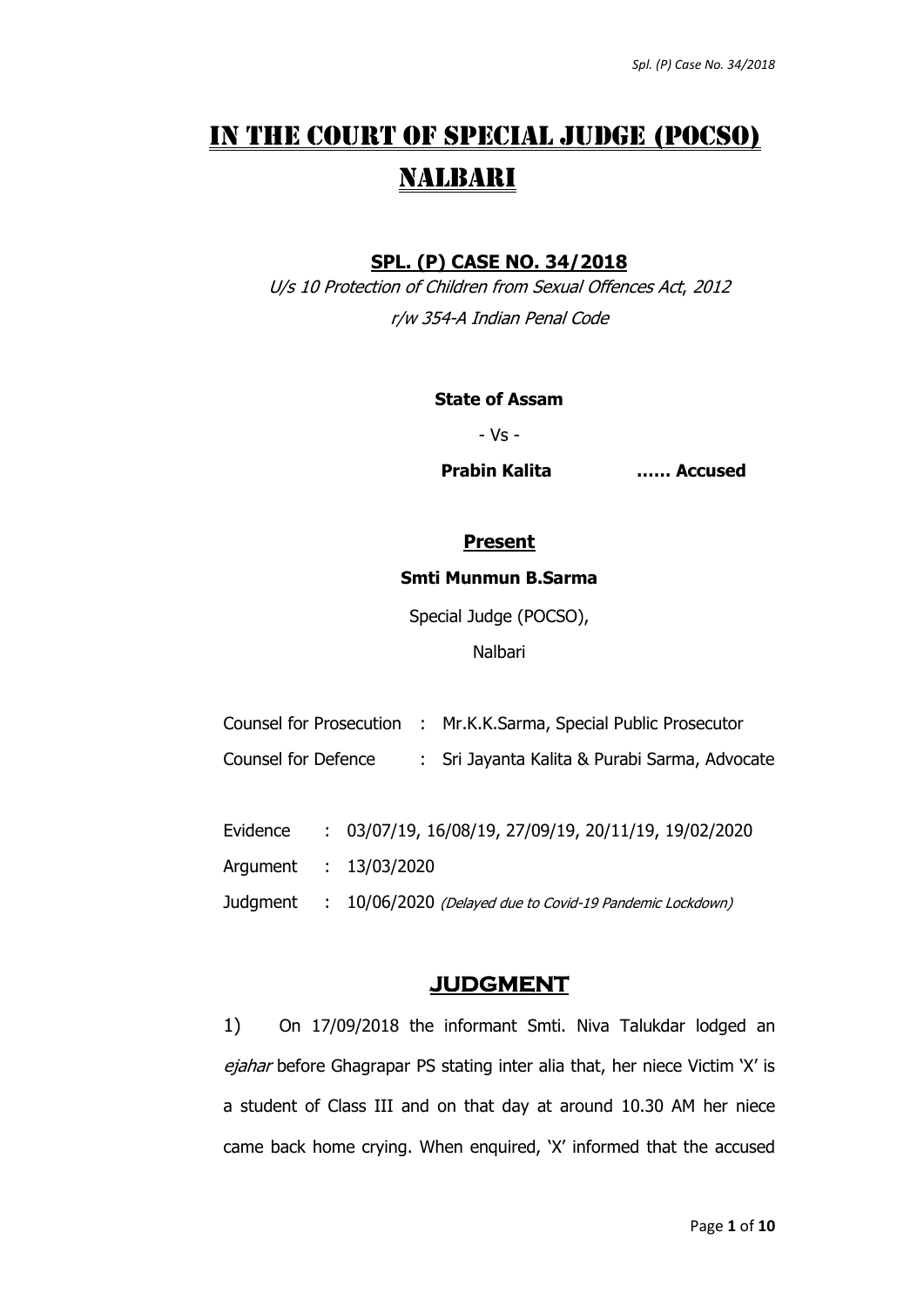# IN THE COURT OF SPECIAL JUDGE (POCSO) NALBARI

## SPL. (P) CASE NO. 34/2018

*U/s 10 Protection of Children from Sexual Offences Act, 2012*
*r/w 354-A Indian Penal Code*

**State of Assam**

- Vs -

**Prabin Kalita** **…… Accused**

### Present

**Smti Munmun B.Sarma**

Special Judge (POCSO),

Nalbari

| | | |
|---|---|---|
| Counsel for Prosecution | : | Mr.K.K.Sarma, Special Public Prosecutor |
| Counsel for Defence | : | Sri Jayanta Kalita & Purabi Sarma, Advocate |

| | | |
|---|---|---|
| Evidence | : | 03/07/19, 16/08/19, 27/09/19, 20/11/19, 19/02/2020 |
| Argument | : | 13/03/2020 |
| Judgment | : | 10/06/2020 *(Delayed due to Covid-19 Pandemic Lockdown)* |

## JUDGMENT

1) On 17/09/2018 the informant Smti. Niva Talukdar lodged an *ejahar* before Ghagrapar PS stating inter alia that, her niece Victim 'X' is a student of Class III and on that day at around 10.30 AM her niece came back home crying. When enquired, 'X' informed that the accused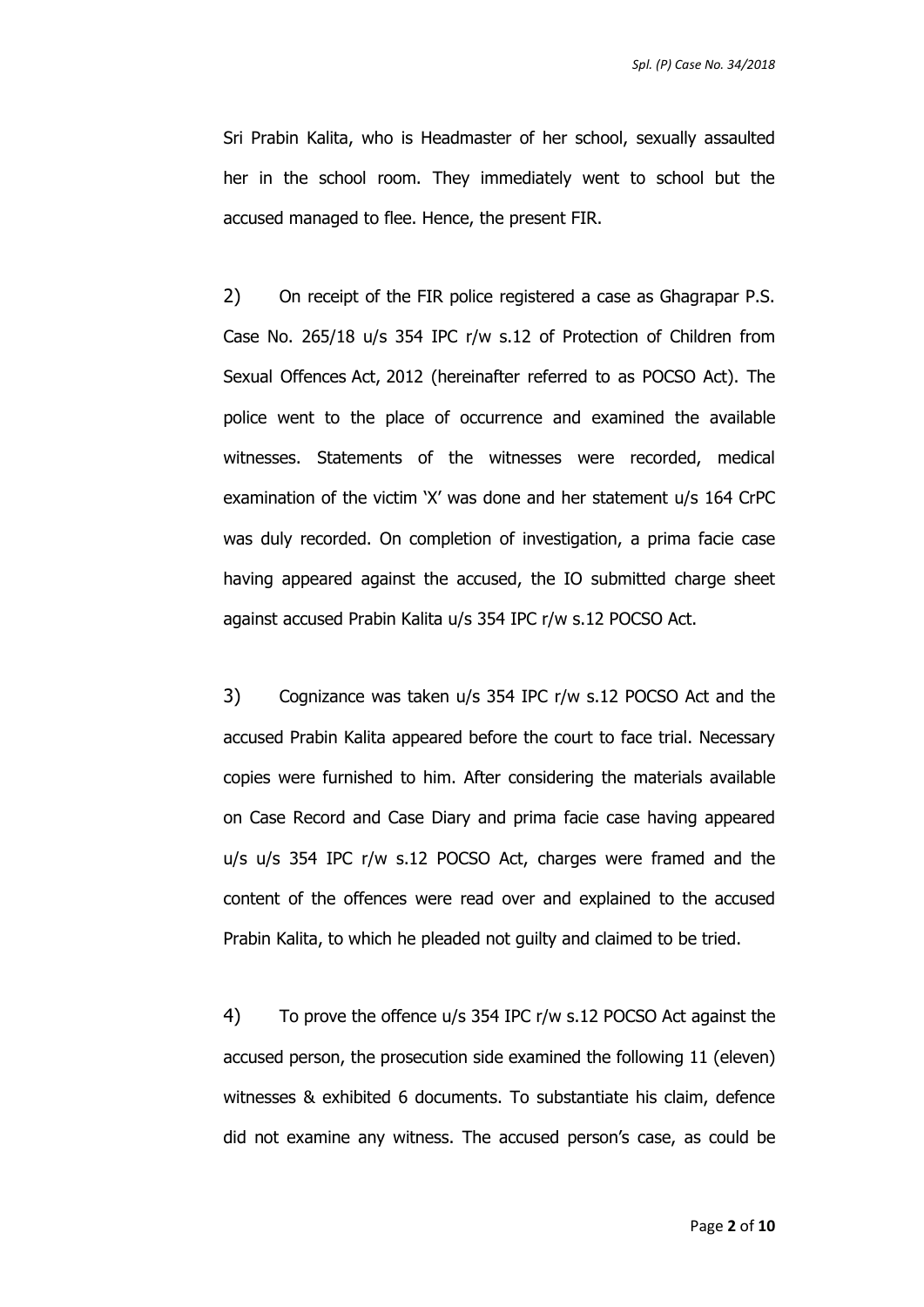Sri Prabin Kalita, who is Headmaster of her school, sexually assaulted her in the school room. They immediately went to school but the accused managed to flee. Hence, the present FIR.

2) On receipt of the FIR police registered a case as Ghagrapar P.S. Case No. 265/18 u/s 354 IPC r/w s.12 of Protection of Children from Sexual Offences Act, 2012 (hereinafter referred to as POCSO Act). The police went to the place of occurrence and examined the available witnesses. Statements of the witnesses were recorded, medical examination of the victim 'X' was done and her statement u/s 164 CrPC was duly recorded. On completion of investigation, a prima facie case having appeared against the accused, the IO submitted charge sheet against accused Prabin Kalita u/s 354 IPC r/w s.12 POCSO Act.

3) Cognizance was taken u/s 354 IPC r/w s.12 POCSO Act and the accused Prabin Kalita appeared before the court to face trial. Necessary copies were furnished to him. After considering the materials available on Case Record and Case Diary and prima facie case having appeared u/s u/s 354 IPC r/w s.12 POCSO Act, charges were framed and the content of the offences were read over and explained to the accused Prabin Kalita, to which he pleaded not guilty and claimed to be tried.

4) To prove the offence u/s 354 IPC r/w s.12 POCSO Act against the accused person, the prosecution side examined the following 11 (eleven) witnesses & exhibited 6 documents. To substantiate his claim, defence did not examine any witness. The accused person's case, as could be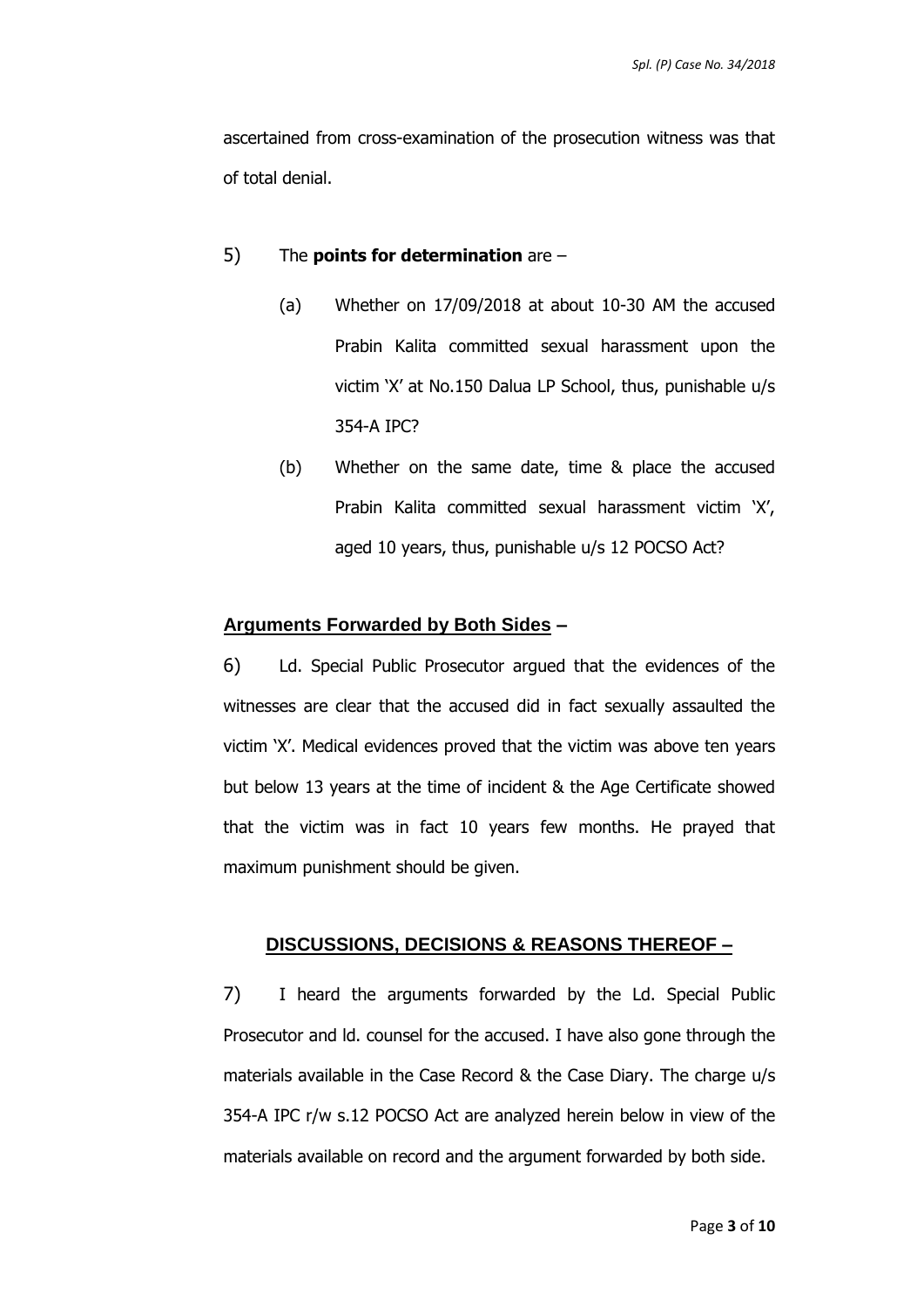ascertained from cross-examination of the prosecution witness was that of total denial.

5) The **points for determination** are –

(a) Whether on 17/09/2018 at about 10-30 AM the accused Prabin Kalita committed sexual harassment upon the victim 'X' at No.150 Dalua LP School, thus, punishable u/s 354-A IPC?

(b) Whether on the same date, time & place the accused Prabin Kalita committed sexual harassment victim 'X', aged 10 years, thus, punishable u/s 12 POCSO Act?

## Arguments Forwarded by Both Sides –

6) Ld. Special Public Prosecutor argued that the evidences of the witnesses are clear that the accused did in fact sexually assaulted the victim 'X'. Medical evidences proved that the victim was above ten years but below 13 years at the time of incident & the Age Certificate showed that the victim was in fact 10 years few months. He prayed that maximum punishment should be given.

## DISCUSSIONS, DECISIONS & REASONS THEREOF –

7) I heard the arguments forwarded by the Ld. Special Public Prosecutor and ld. counsel for the accused. I have also gone through the materials available in the Case Record & the Case Diary. The charge u/s 354-A IPC r/w s.12 POCSO Act are analyzed herein below in view of the materials available on record and the argument forwarded by both side.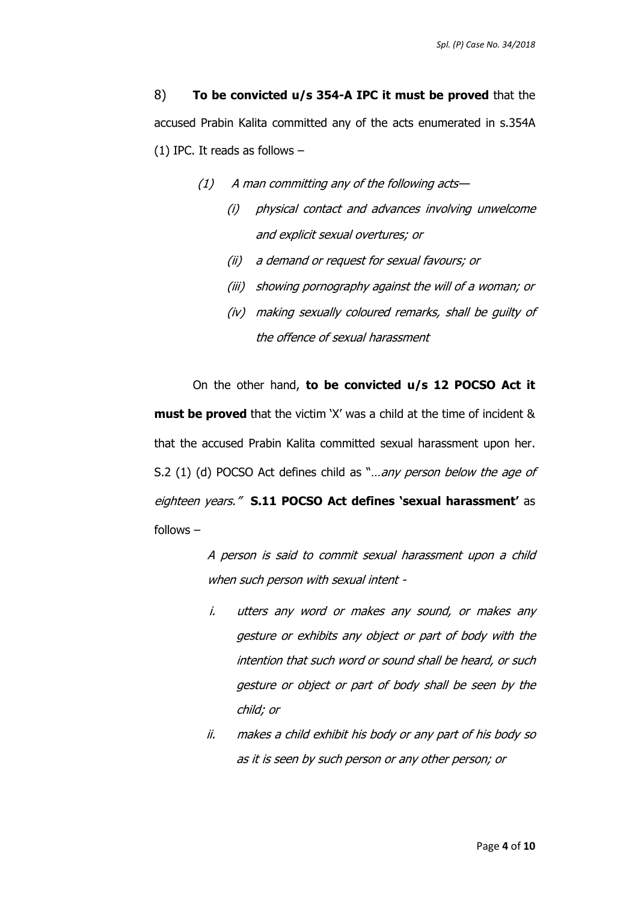8) **To be convicted u/s 354-A IPC it must be proved** that the accused Prabin Kalita committed any of the acts enumerated in s.354A (1) IPC. It reads as follows –

> *(1) A man committing any of the following acts—*
>
> *(i) physical contact and advances involving unwelcome and explicit sexual overtures; or*
>
> *(ii) a demand or request for sexual favours; or*
>
> *(iii) showing pornography against the will of a woman; or*
>
> *(iv) making sexually coloured remarks, shall be guilty of the offence of sexual harassment*

On the other hand, **to be convicted u/s 12 POCSO Act it must be proved** that the victim 'X' was a child at the time of incident & that the accused Prabin Kalita committed sexual harassment upon her. S.2 (1) (d) POCSO Act defines child as "…*any person below the age of eighteen years.*" **S.11 POCSO Act defines 'sexual harassment'** as follows –

> *A person is said to commit sexual harassment upon a child when such person with sexual intent -*
>
> *i. utters any word or makes any sound, or makes any gesture or exhibits any object or part of body with the intention that such word or sound shall be heard, or such gesture or object or part of body shall be seen by the child; or*
>
> *ii. makes a child exhibit his body or any part of his body so as it is seen by such person or any other person; or*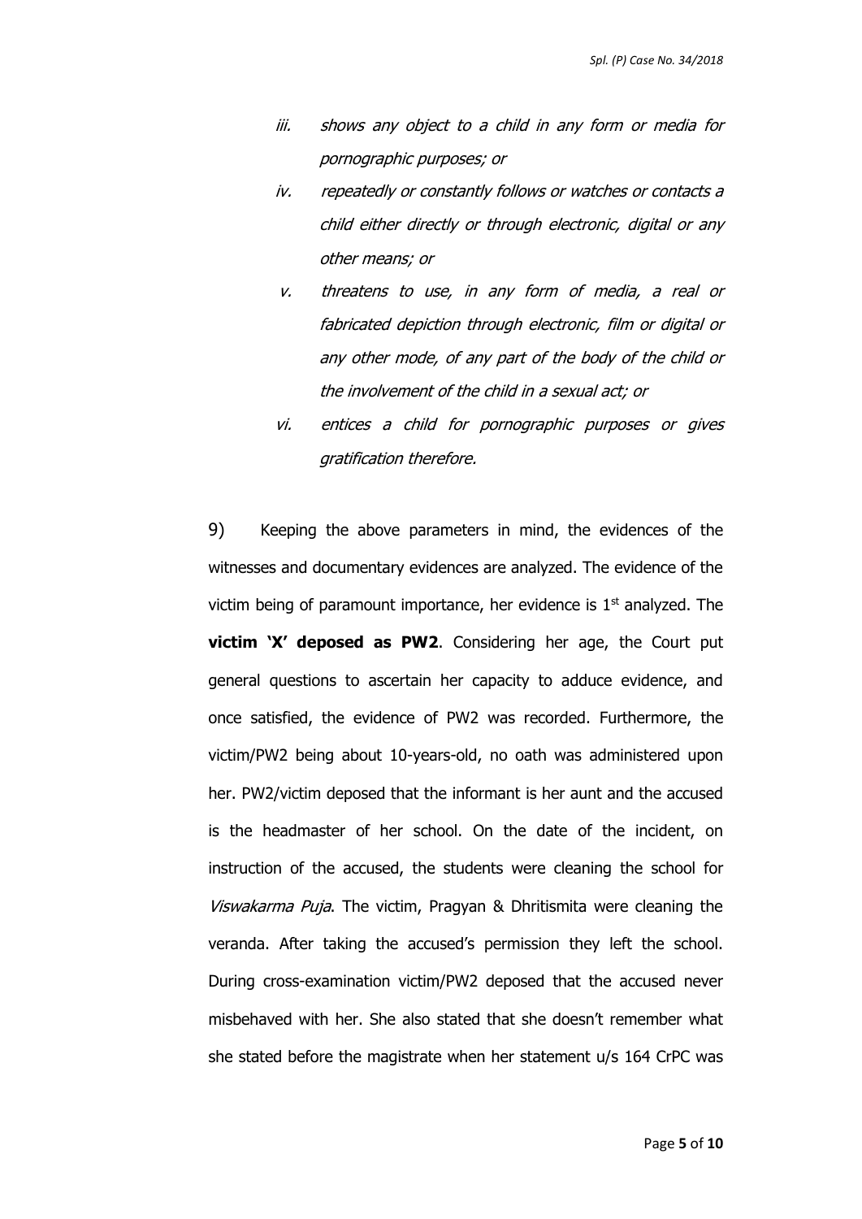iii. *shows any object to a child in any form or media for pornographic purposes; or*

iv. *repeatedly or constantly follows or watches or contacts a child either directly or through electronic, digital or any other means; or*

v. *threatens to use, in any form of media, a real or fabricated depiction through electronic, film or digital or any other mode, of any part of the body of the child or the involvement of the child in a sexual act; or*

vi. *entices a child for pornographic purposes or gives gratification therefore.*

9) Keeping the above parameters in mind, the evidences of the witnesses and documentary evidences are analyzed. The evidence of the victim being of paramount importance, her evidence is 1st analyzed. The **victim 'X' deposed as PW2**. Considering her age, the Court put general questions to ascertain her capacity to adduce evidence, and once satisfied, the evidence of PW2 was recorded. Furthermore, the victim/PW2 being about 10-years-old, no oath was administered upon her. PW2/victim deposed that the informant is her aunt and the accused is the headmaster of her school. On the date of the incident, on instruction of the accused, the students were cleaning the school for *Viswakarma Puja*. The victim, Pragyan & Dhritismita were cleaning the veranda. After taking the accused's permission they left the school. During cross-examination victim/PW2 deposed that the accused never misbehaved with her. She also stated that she doesn't remember what she stated before the magistrate when her statement u/s 164 CrPC was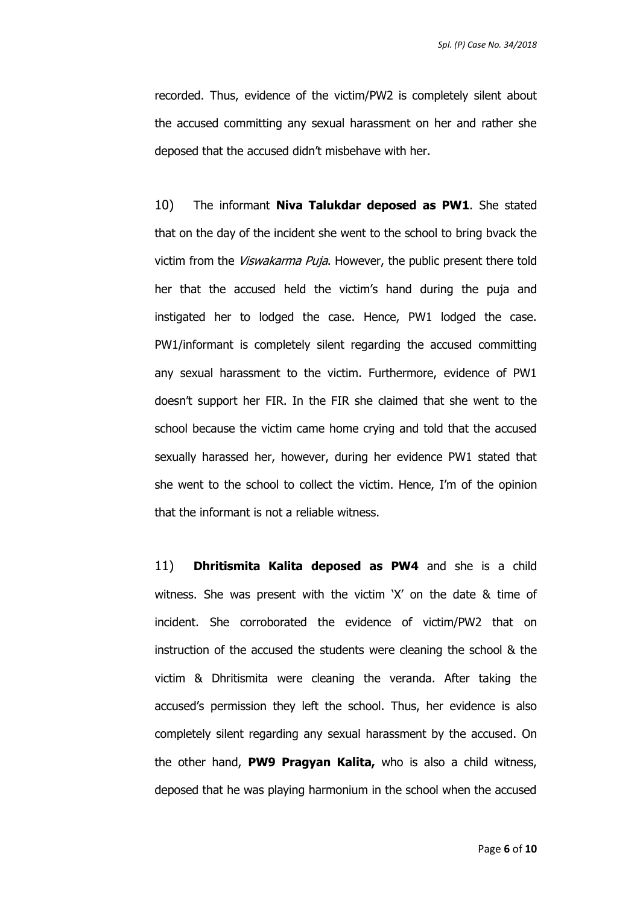recorded. Thus, evidence of the victim/PW2 is completely silent about the accused committing any sexual harassment on her and rather she deposed that the accused didn't misbehave with her.

10) The informant **Niva Talukdar deposed as PW1**. She stated that on the day of the incident she went to the school to bring bvack the victim from the *Viswakarma Puja*. However, the public present there told her that the accused held the victim's hand during the puja and instigated her to lodged the case. Hence, PW1 lodged the case. PW1/informant is completely silent regarding the accused committing any sexual harassment to the victim. Furthermore, evidence of PW1 doesn't support her FIR. In the FIR she claimed that she went to the school because the victim came home crying and told that the accused sexually harassed her, however, during her evidence PW1 stated that she went to the school to collect the victim. Hence, I'm of the opinion that the informant is not a reliable witness.

11) **Dhritismita Kalita deposed as PW4** and she is a child witness. She was present with the victim 'X' on the date & time of incident. She corroborated the evidence of victim/PW2 that on instruction of the accused the students were cleaning the school & the victim & Dhritismita were cleaning the veranda. After taking the accused's permission they left the school. Thus, her evidence is also completely silent regarding any sexual harassment by the accused. On the other hand, **PW9 Pragyan Kalita,** who is also a child witness, deposed that he was playing harmonium in the school when the accused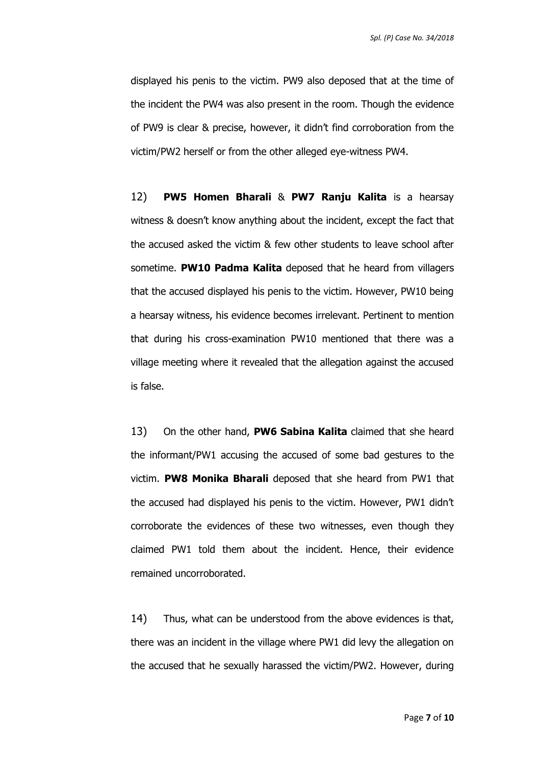displayed his penis to the victim. PW9 also deposed that at the time of the incident the PW4 was also present in the room. Though the evidence of PW9 is clear & precise, however, it didn't find corroboration from the victim/PW2 herself or from the other alleged eye-witness PW4.

12) **PW5 Homen Bharali** & **PW7 Ranju Kalita** is a hearsay witness & doesn't know anything about the incident, except the fact that the accused asked the victim & few other students to leave school after sometime. **PW10 Padma Kalita** deposed that he heard from villagers that the accused displayed his penis to the victim. However, PW10 being a hearsay witness, his evidence becomes irrelevant. Pertinent to mention that during his cross-examination PW10 mentioned that there was a village meeting where it revealed that the allegation against the accused is false.

13) On the other hand, **PW6 Sabina Kalita** claimed that she heard the informant/PW1 accusing the accused of some bad gestures to the victim. **PW8 Monika Bharali** deposed that she heard from PW1 that the accused had displayed his penis to the victim. However, PW1 didn't corroborate the evidences of these two witnesses, even though they claimed PW1 told them about the incident. Hence, their evidence remained uncorroborated.

14) Thus, what can be understood from the above evidences is that, there was an incident in the village where PW1 did levy the allegation on the accused that he sexually harassed the victim/PW2. However, during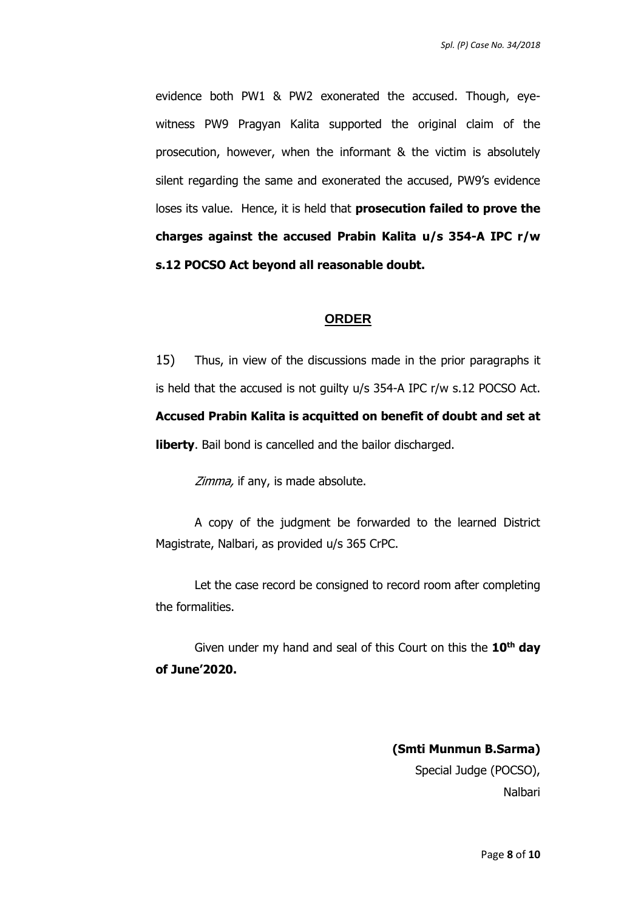evidence both PW1 & PW2 exonerated the accused. Though, eye-witness PW9 Pragyan Kalita supported the original claim of the prosecution, however, when the informant & the victim is absolutely silent regarding the same and exonerated the accused, PW9's evidence loses its value. Hence, it is held that **prosecution failed to prove the charges against the accused Prabin Kalita u/s 354-A IPC r/w s.12 POCSO Act beyond all reasonable doubt.**

## ORDER

15) Thus, in view of the discussions made in the prior paragraphs it is held that the accused is not guilty u/s 354-A IPC r/w s.12 POCSO Act. **Accused Prabin Kalita is acquitted on benefit of doubt and set at liberty**. Bail bond is cancelled and the bailor discharged.

*Zimma,* if any, is made absolute.

A copy of the judgment be forwarded to the learned District Magistrate, Nalbari, as provided u/s 365 CrPC.

Let the case record be consigned to record room after completing the formalities.

Given under my hand and seal of this Court on this the **10th day of June'2020.**

**(Smti Munmun B.Sarma)**
Special Judge (POCSO),
Nalbari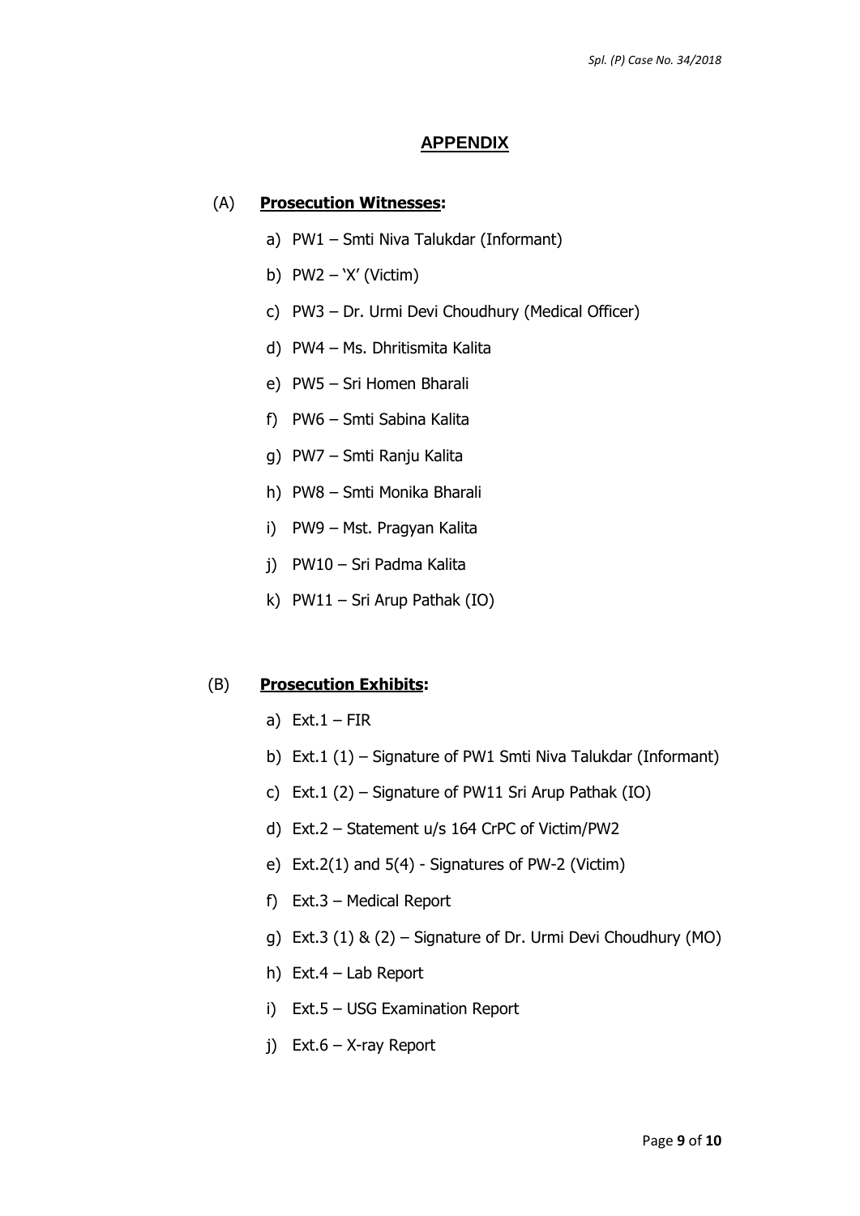## APPENDIX

(A) **Prosecution Witnesses:**

a) PW1 – Smti Niva Talukdar (Informant)

b) PW2 – 'X' (Victim)

c) PW3 – Dr. Urmi Devi Choudhury (Medical Officer)

d) PW4 – Ms. Dhritismita Kalita

e) PW5 – Sri Homen Bharali

f) PW6 – Smti Sabina Kalita

g) PW7 – Smti Ranju Kalita

h) PW8 – Smti Monika Bharali

i) PW9 – Mst. Pragyan Kalita

j) PW10 – Sri Padma Kalita

k) PW11 – Sri Arup Pathak (IO)

(B) **Prosecution Exhibits:**

a) Ext.1 – FIR

b) Ext.1 (1) – Signature of PW1 Smti Niva Talukdar (Informant)

c) Ext.1 (2) – Signature of PW11 Sri Arup Pathak (IO)

d) Ext.2 – Statement u/s 164 CrPC of Victim/PW2

e) Ext.2(1) and 5(4) - Signatures of PW-2 (Victim)

f) Ext.3 – Medical Report

g) Ext.3 (1) & (2) – Signature of Dr. Urmi Devi Choudhury (MO)

h) Ext.4 – Lab Report

i) Ext.5 – USG Examination Report

j) Ext.6 – X-ray Report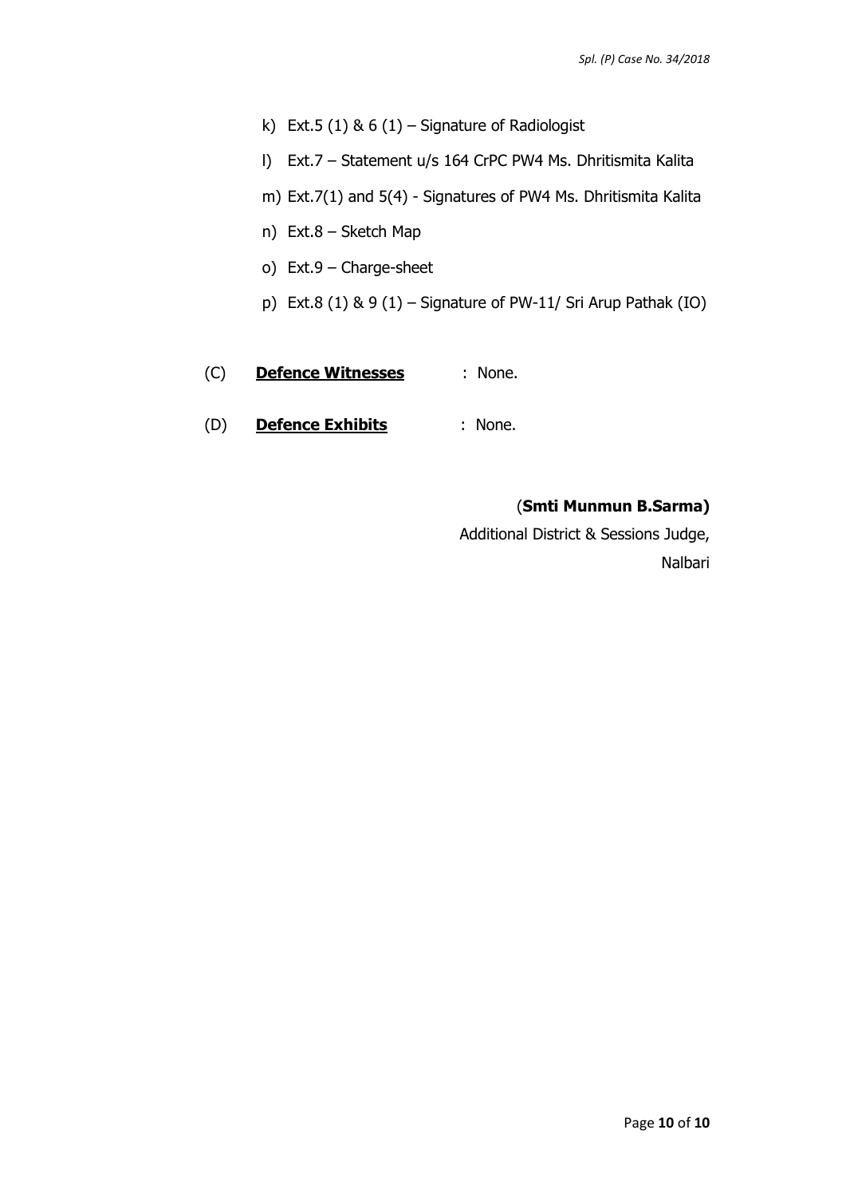k) Ext.5 (1) & 6 (1) – Signature of Radiologist

l) Ext.7 – Statement u/s 164 CrPC PW4 Ms. Dhritismita Kalita

m) Ext.7(1) and 5(4) - Signatures of PW4 Ms. Dhritismita Kalita

n) Ext.8 – Sketch Map

o) Ext.9 – Charge-sheet

p) Ext.8 (1) & 9 (1) – Signature of PW-11/ Sri Arup Pathak (IO)

(C) **Defence Witnesses** : None.

(D) **Defence Exhibits** : None.

(**Smti Munmun B.Sarma)**

Additional District & Sessions Judge,

Nalbari